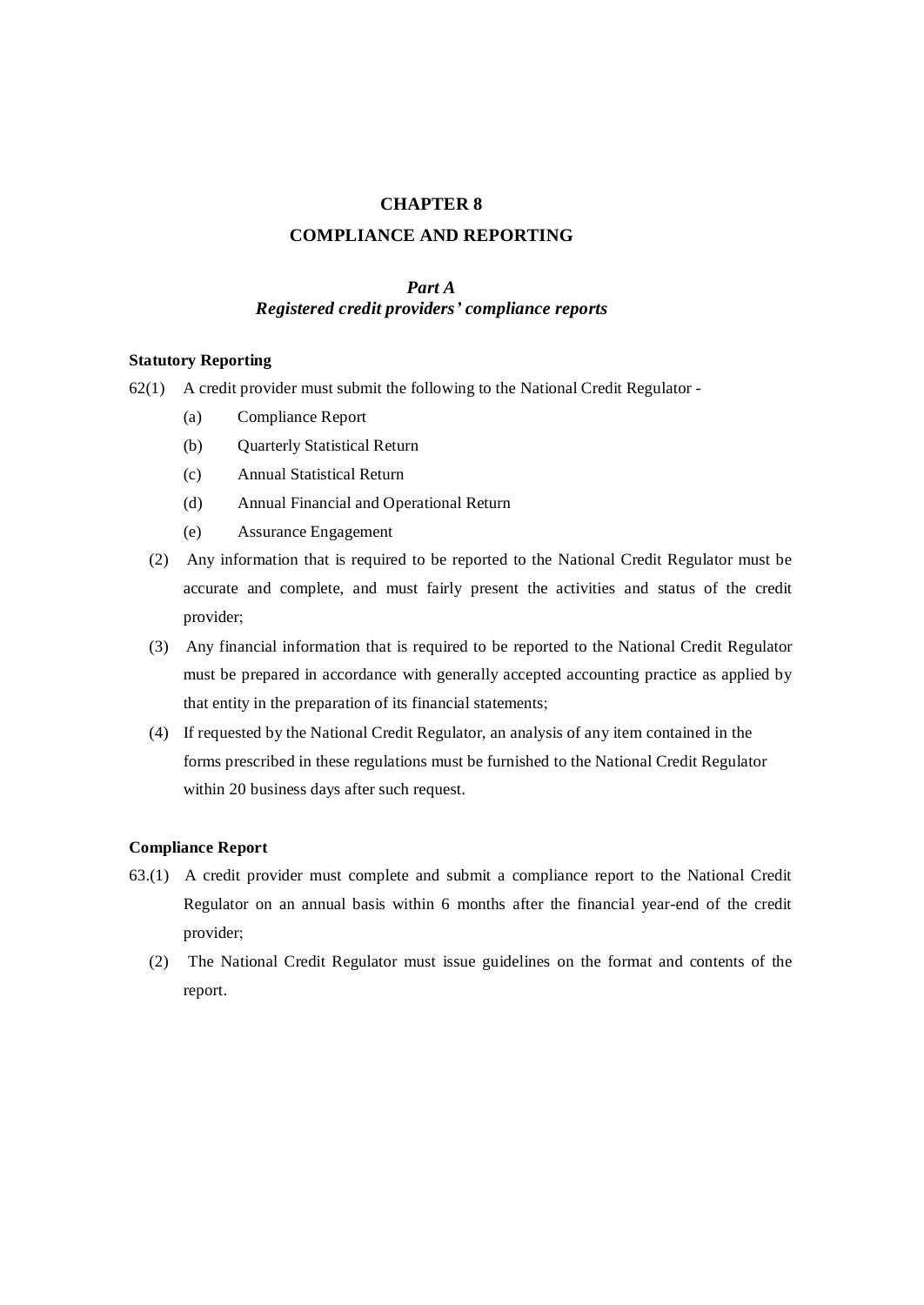# CHAPTER 8

# COMPLIANCE AND REPORTING

## *Part A*
## *Registered credit providers' compliance reports*

**Statutory Reporting**

62(1) A credit provider must submit the following to the National Credit Regulator -

(a) Compliance Report

(b) Quarterly Statistical Return

(c) Annual Statistical Return

(d) Annual Financial and Operational Return

(e) Assurance Engagement

(2) Any information that is required to be reported to the National Credit Regulator must be accurate and complete, and must fairly present the activities and status of the credit provider;

(3) Any financial information that is required to be reported to the National Credit Regulator must be prepared in accordance with generally accepted accounting practice as applied by that entity in the preparation of its financial statements;

(4) If requested by the National Credit Regulator, an analysis of any item contained in the forms prescribed in these regulations must be furnished to the National Credit Regulator within 20 business days after such request.

**Compliance Report**

63.(1) A credit provider must complete and submit a compliance report to the National Credit Regulator on an annual basis within 6 months after the financial year-end of the credit provider;

(2) The National Credit Regulator must issue guidelines on the format and contents of the report.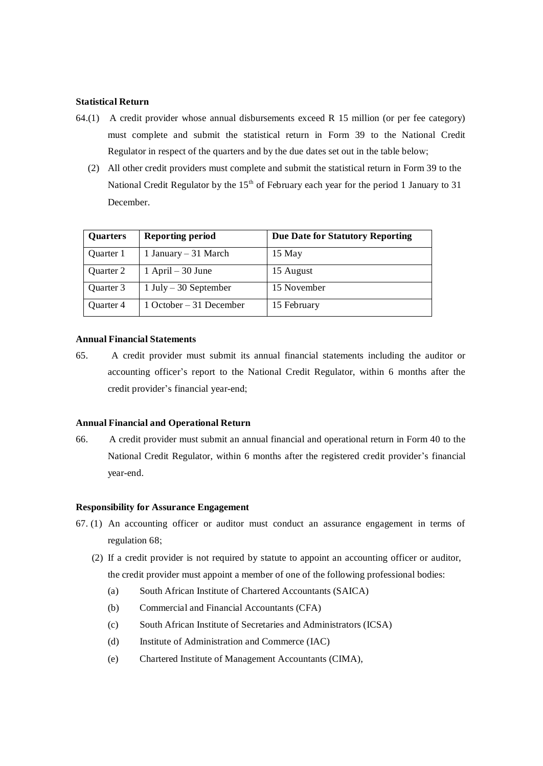**Statistical Return**

64.(1) A credit provider whose annual disbursements exceed R 15 million (or per fee category) must complete and submit the statistical return in Form 39 to the National Credit Regulator in respect of the quarters and by the due dates set out in the table below;

(2) All other credit providers must complete and submit the statistical return in Form 39 to the National Credit Regulator by the 15th of February each year for the period 1 January to 31 December.

| Quarters | Reporting period | Due Date for Statutory Reporting |
|---|---|---|
| Quarter 1 | 1 January – 31 March | 15 May |
| Quarter 2 | 1 April – 30 June | 15 August |
| Quarter 3 | 1 July – 30 September | 15 November |
| Quarter 4 | 1 October – 31 December | 15 February |

**Annual Financial Statements**

65. A credit provider must submit its annual financial statements including the auditor or accounting officer's report to the National Credit Regulator, within 6 months after the credit provider's financial year-end;

**Annual Financial and Operational Return**

66. A credit provider must submit an annual financial and operational return in Form 40 to the National Credit Regulator, within 6 months after the registered credit provider's financial year-end.

**Responsibility for Assurance Engagement**

67. (1) An accounting officer or auditor must conduct an assurance engagement in terms of regulation 68;

(2) If a credit provider is not required by statute to appoint an accounting officer or auditor, the credit provider must appoint a member of one of the following professional bodies:

(a) South African Institute of Chartered Accountants (SAICA)

(b) Commercial and Financial Accountants (CFA)

(c) South African Institute of Secretaries and Administrators (ICSA)

(d) Institute of Administration and Commerce (IAC)

(e) Chartered Institute of Management Accountants (CIMA),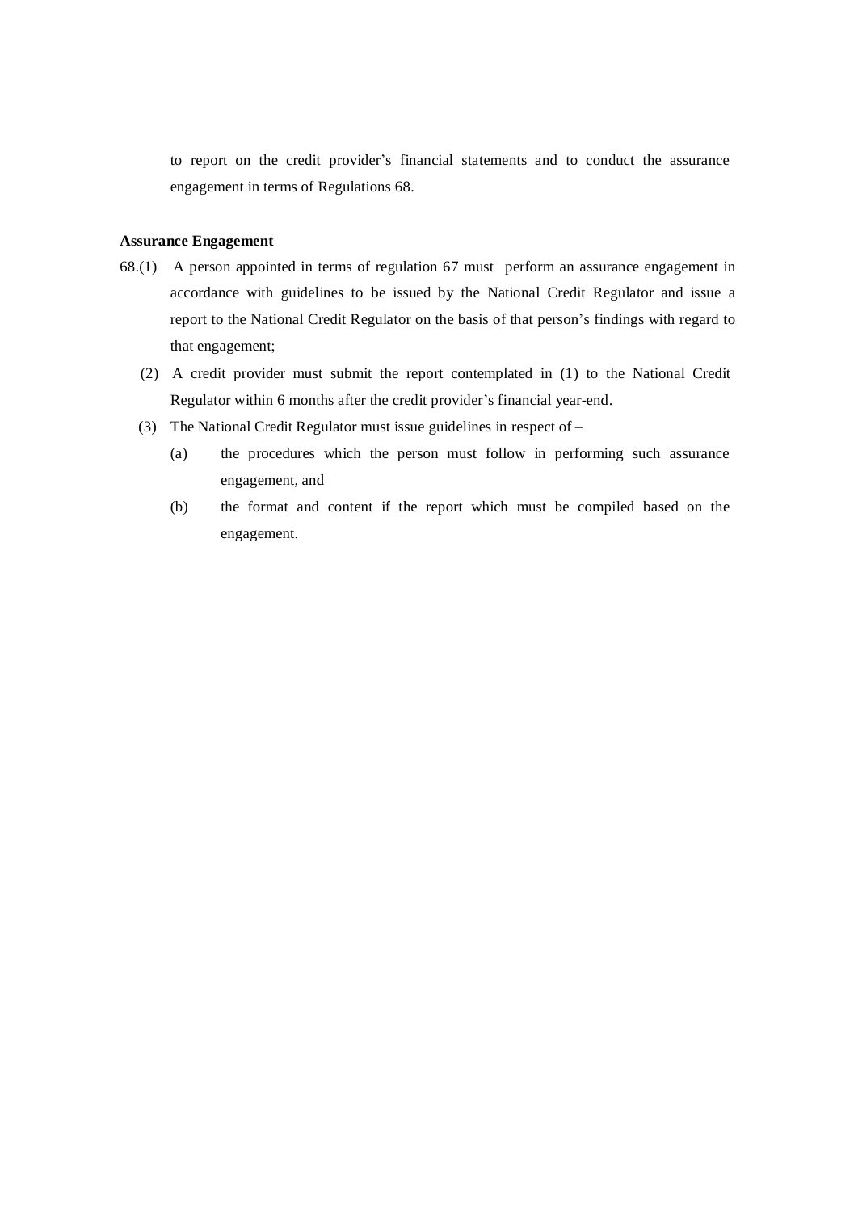to report on the credit provider's financial statements and to conduct the assurance engagement in terms of Regulations 68.

**Assurance Engagement**

68.(1) A person appointed in terms of regulation 67 must perform an assurance engagement in accordance with guidelines to be issued by the National Credit Regulator and issue a report to the National Credit Regulator on the basis of that person's findings with regard to that engagement;

(2) A credit provider must submit the report contemplated in (1) to the National Credit Regulator within 6 months after the credit provider's financial year-end.

(3) The National Credit Regulator must issue guidelines in respect of –

(a) the procedures which the person must follow in performing such assurance engagement, and

(b) the format and content if the report which must be compiled based on the engagement.